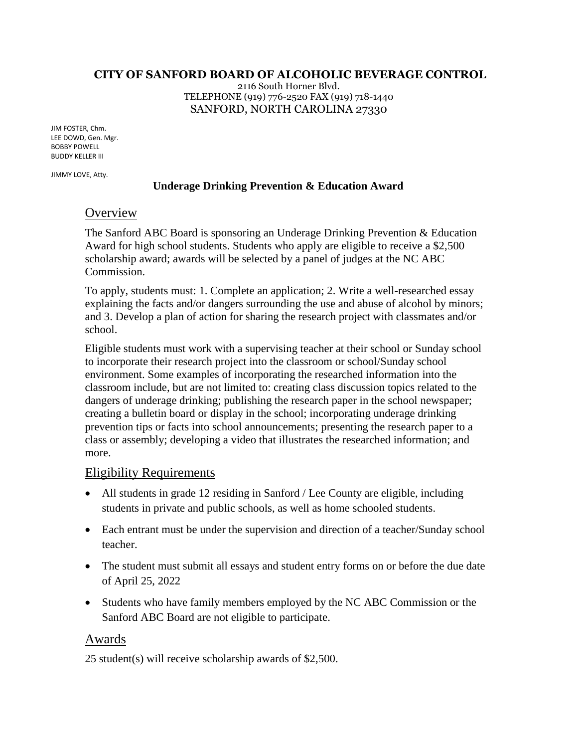# CITY OF SANFORD BOARD OF ALCOHOLIC BEVERAGE CONTROL

2116 South Horner Blvd.
TELEPHONE (919) 776-2520 FAX (919) 718-1440
SANFORD, NORTH CAROLINA 27330

JIM FOSTER, Chm.
LEE DOWD, Gen. Mgr.
BOBBY POWELL
BUDDY KELLER III

JIMMY LOVE, Atty.

**Underage Drinking Prevention & Education Award**

## Overview

The Sanford ABC Board is sponsoring an Underage Drinking Prevention & Education Award for high school students. Students who apply are eligible to receive a $2,500 scholarship award; awards will be selected by a panel of judges at the NC ABC Commission.

To apply, students must: 1. Complete an application; 2. Write a well-researched essay explaining the facts and/or dangers surrounding the use and abuse of alcohol by minors; and 3. Develop a plan of action for sharing the research project with classmates and/or school.

Eligible students must work with a supervising teacher at their school or Sunday school to incorporate their research project into the classroom or school/Sunday school environment. Some examples of incorporating the researched information into the classroom include, but are not limited to: creating class discussion topics related to the dangers of underage drinking; publishing the research paper in the school newspaper; creating a bulletin board or display in the school; incorporating underage drinking prevention tips or facts into school announcements; presenting the research paper to a class or assembly; developing a video that illustrates the researched information; and more.

## Eligibility Requirements

- All students in grade 12 residing in Sanford / Lee County are eligible, including students in private and public schools, as well as home schooled students.
- Each entrant must be under the supervision and direction of a teacher/Sunday school teacher.
- The student must submit all essays and student entry forms on or before the due date of April 25, 2022
- Students who have family members employed by the NC ABC Commission or the Sanford ABC Board are not eligible to participate.

## Awards

25 student(s) will receive scholarship awards of $2,500.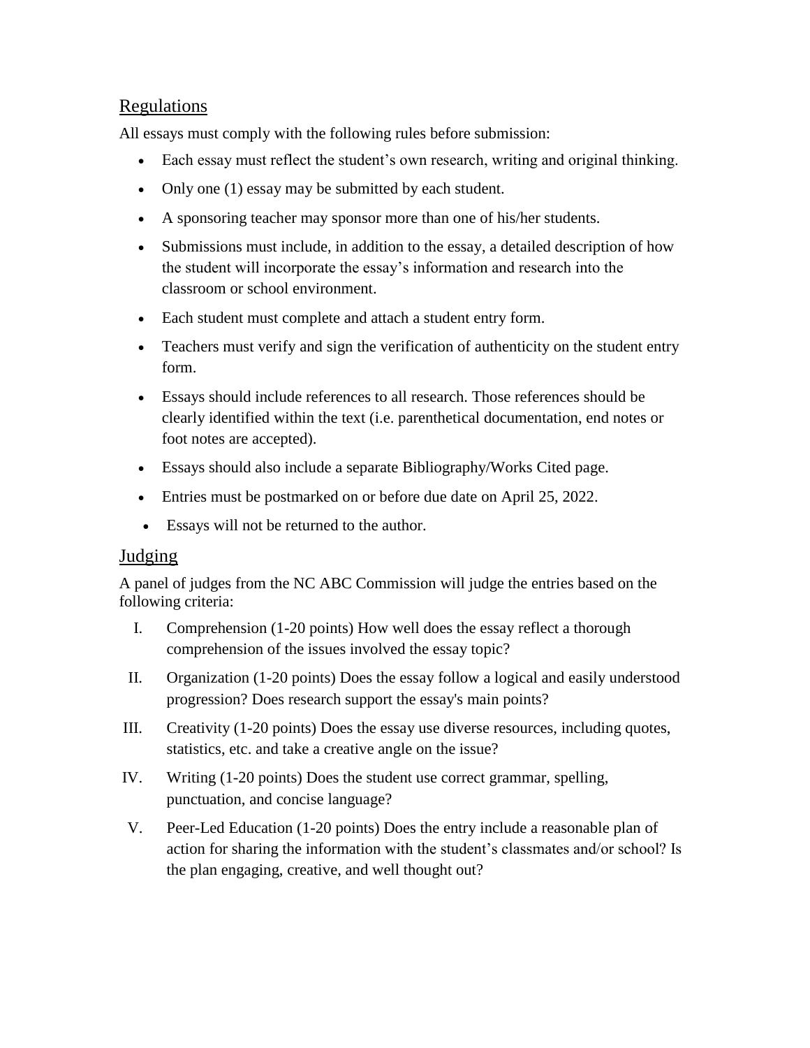## Regulations

All essays must comply with the following rules before submission:

- Each essay must reflect the student's own research, writing and original thinking.
- Only one (1) essay may be submitted by each student.
- A sponsoring teacher may sponsor more than one of his/her students.
- Submissions must include, in addition to the essay, a detailed description of how the student will incorporate the essay's information and research into the classroom or school environment.
- Each student must complete and attach a student entry form.
- Teachers must verify and sign the verification of authenticity on the student entry form.
- Essays should include references to all research. Those references should be clearly identified within the text (i.e. parenthetical documentation, end notes or foot notes are accepted).
- Essays should also include a separate Bibliography/Works Cited page.
- Entries must be postmarked on or before due date on April 25, 2022.
- Essays will not be returned to the author.

## Judging

A panel of judges from the NC ABC Commission will judge the entries based on the following criteria:

I. Comprehension (1-20 points) How well does the essay reflect a thorough comprehension of the issues involved the essay topic?

II. Organization (1-20 points) Does the essay follow a logical and easily understood progression? Does research support the essay's main points?

III. Creativity (1-20 points) Does the essay use diverse resources, including quotes, statistics, etc. and take a creative angle on the issue?

IV. Writing (1-20 points) Does the student use correct grammar, spelling, punctuation, and concise language?

V. Peer-Led Education (1-20 points) Does the entry include a reasonable plan of action for sharing the information with the student's classmates and/or school? Is the plan engaging, creative, and well thought out?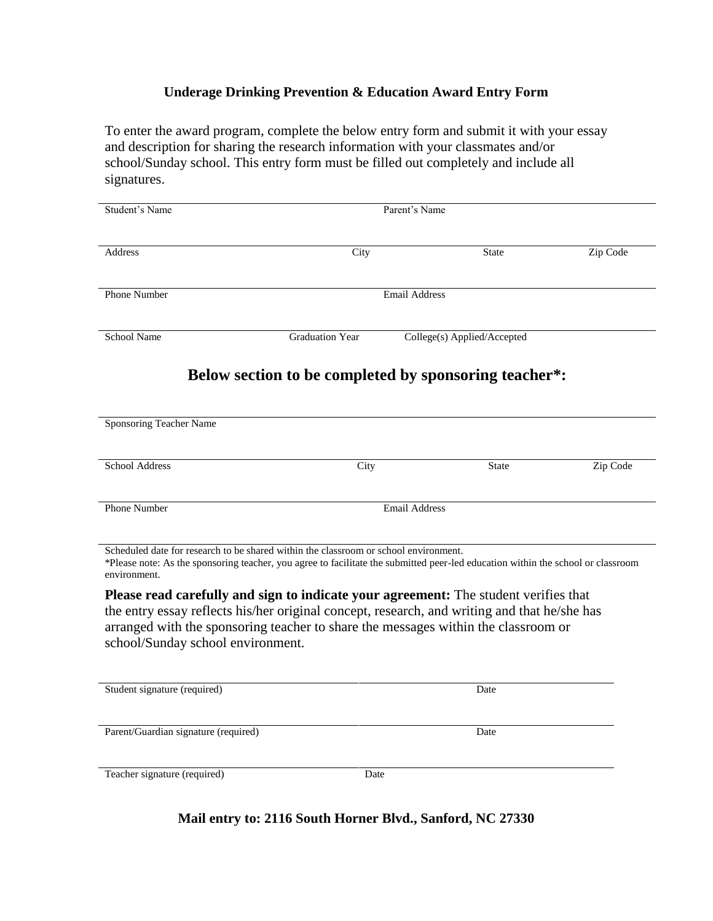**Underage Drinking Prevention & Education Award Entry Form**

To enter the award program, complete the below entry form and submit it with your essay and description for sharing the research information with your classmates and/or school/Sunday school. This entry form must be filled out completely and include all signatures.

Student's Name | Parent's Name

Address | City | State | Zip Code

Phone Number | Email Address

School Name | Graduation Year | College(s) Applied/Accepted

## Below section to be completed by sponsoring teacher*:

Sponsoring Teacher Name

School Address | City | State | Zip Code

Phone Number | Email Address

Scheduled date for research to be shared within the classroom or school environment.

*Please note: As the sponsoring teacher, you agree to facilitate the submitted peer-led education within the school or classroom environment.

**Please read carefully and sign to indicate your agreement:** The student verifies that the entry essay reflects his/her original concept, research, and writing and that he/she has arranged with the sponsoring teacher to share the messages within the classroom or school/Sunday school environment.

Student signature (required) | Date

Parent/Guardian signature (required) | Date

Teacher signature (required) | Date

**Mail entry to: 2116 South Horner Blvd., Sanford, NC 27330**